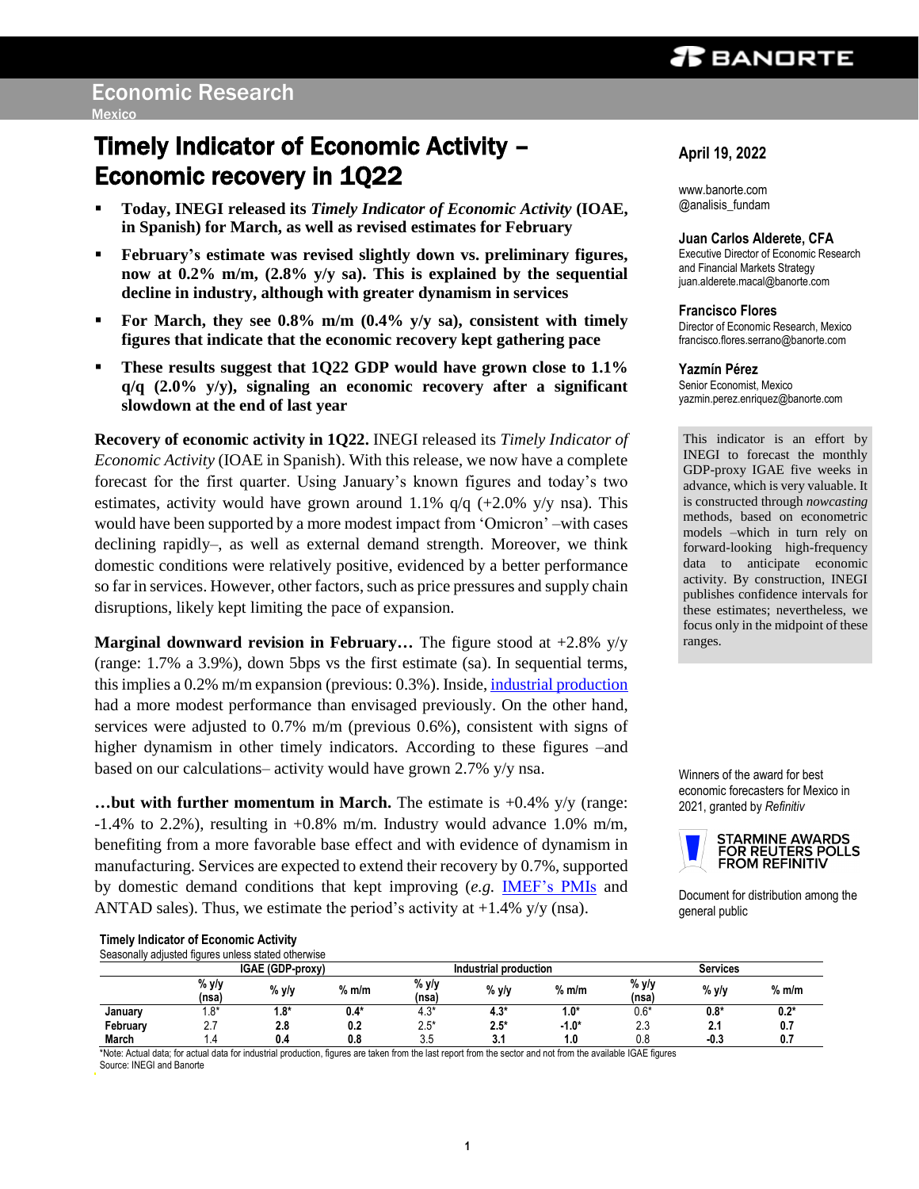# Timely Indicator of Economic Activity – Economic recovery in 1Q22

- **Today, INEGI released its *Timely Indicator of Economic Activity* (IOAE, in Spanish) for March, as well as revised estimates for February**
- **February's estimate was revised slightly down vs. preliminary figures, now at 0.2% m/m, (2.8% y/y sa). This is explained by the sequential decline in industry, although with greater dynamism in services**
- **For March, they see 0.8% m/m (0.4% y/y sa), consistent with timely figures that indicate that the economic recovery kept gathering pace**
- **These results suggest that 1Q22 GDP would have grown close to 1.1% q/q (2.0% y/y), signaling an economic recovery after a significant slowdown at the end of last year**

**Recovery of economic activity in 1Q22.** INEGI released its *Timely Indicator of Economic Activity* (IOAE in Spanish). With this release, we now have a complete forecast for the first quarter. Using January's known figures and today's two estimates, activity would have grown around 1.1% q/q (+2.0% y/y nsa). This would have been supported by a more modest impact from 'Omicron' –with cases declining rapidly–, as well as external demand strength. Moreover, we think domestic conditions were relatively positive, evidenced by a better performance so far in services. However, other factors, such as price pressures and supply chain disruptions, likely kept limiting the pace of expansion.

**Marginal downward revision in February…** The figure stood at +2.8% y/y (range: 1.7% a 3.9%), down 5bps vs the first estimate (sa). In sequential terms, this implies a 0.2% m/m expansion (previous: 0.3%). Inside, industrial production had a more modest performance than envisaged previously. On the other hand, services were adjusted to 0.7% m/m (previous 0.6%), consistent with signs of higher dynamism in other timely indicators. According to these figures –and based on our calculations– activity would have grown 2.7% y/y nsa.

**…but with further momentum in March.** The estimate is +0.4% y/y (range: -1.4% to 2.2%), resulting in +0.8% m/m. Industry would advance 1.0% m/m, benefiting from a more favorable base effect and with evidence of dynamism in manufacturing. Services are expected to extend their recovery by 0.7%, supported by domestic demand conditions that kept improving (*e.g.* IMEF's PMIs and ANTAD sales). Thus, we estimate the period's activity at +1.4% y/y (nsa).

**Timely Indicator of Economic Activity**
Seasonally adjusted figures unless stated otherwise

| | IGAE (GDP-proxy) | | | Industrial production | | | Services | | |
|---|---|---|---|---|---|---|---|---|---|
| | % y/y (nsa) | % y/y | % m/m | % y/y (nsa) | % y/y | % m/m | % y/y (nsa) | % y/y | % m/m |
| **January** | 1.8* | **1.8*** | **0.4*** | 4.3* | **4.3*** | **1.0*** | 0.6* | **0.8*** | **0.2*** |
| **February** | 2.7 | **2.8** | **0.2** | 2.5* | **2.5*** | **-1.0*** | 2.3 | **2.1** | **0.7** |
| **March** | 1.4 | **0.4** | **0.8** | 3.5 | **3.1** | **1.0** | 0.8 | **-0.3** | **0.7** |

*Note: Actual data; for actual data for industrial production, figures are taken from the last report from the sector and not from the available IGAE figures
Source: INEGI and Banorte

April 19, 2022

www.banorte.com
@analisis_fundam

**Juan Carlos Alderete, CFA**
Executive Director of Economic Research and Financial Markets Strategy
juan.alderete.macal@banorte.com

**Francisco Flores**
Director of Economic Research, Mexico
francisco.flores.serrano@banorte.com

**Yazmín Pérez**
Senior Economist, Mexico
yazmin.perez.enriquez@banorte.com

This indicator is an effort by INEGI to forecast the monthly GDP-proxy IGAE five weeks in advance, which is very valuable. It is constructed through *nowcasting* methods, based on econometric models –which in turn rely on forward-looking high-frequency data to anticipate economic activity. By construction, INEGI publishes confidence intervals for these estimates; nevertheless, we focus only in the midpoint of these ranges.

Winners of the award for best economic forecasters for Mexico in 2021, granted by *Refinitiv*

STARMINE AWARDS FOR REUTERS POLLS FROM REFINITIV

Document for distribution among the general public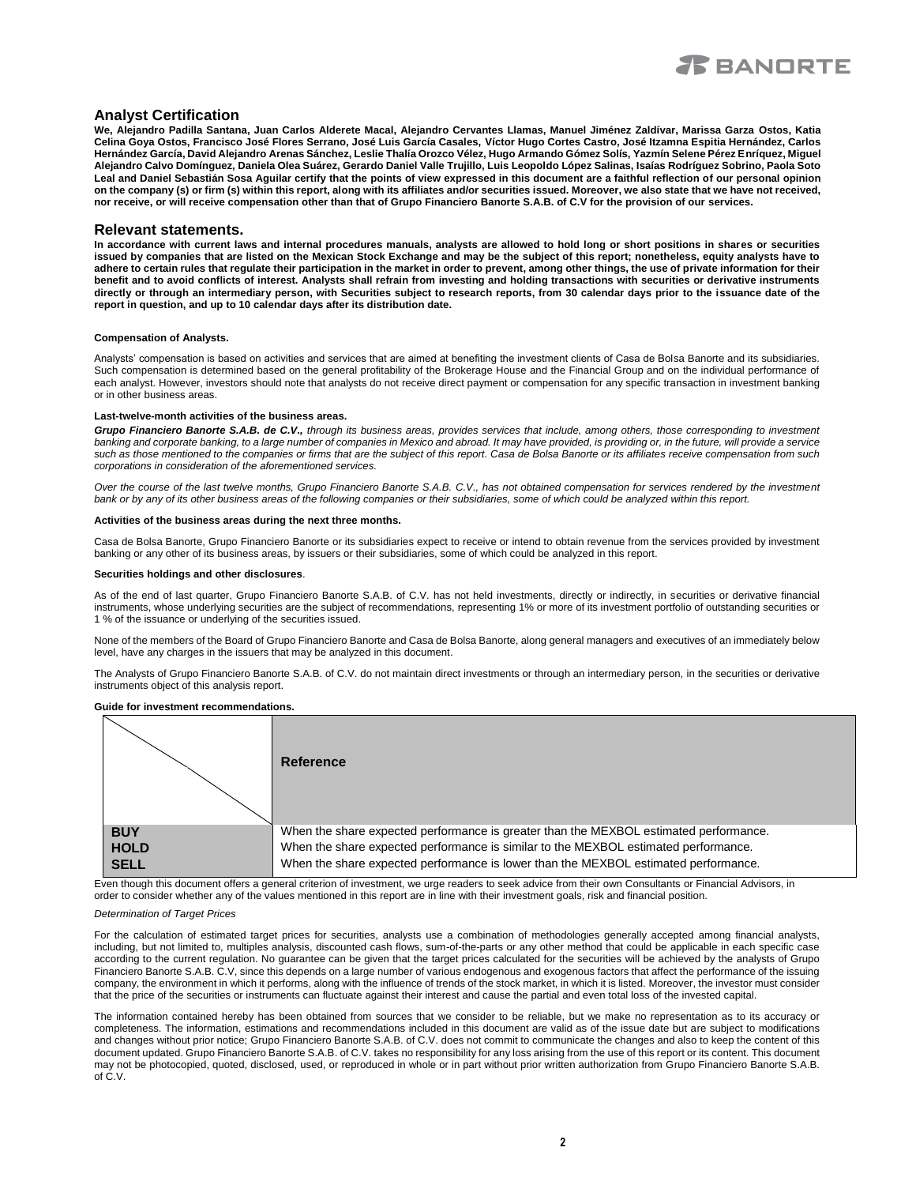## Analyst Certification

**We, Alejandro Padilla Santana, Juan Carlos Alderete Macal, Alejandro Cervantes Llamas, Manuel Jiménez Zaldívar, Marissa Garza Ostos, Katia Celina Goya Ostos, Francisco José Flores Serrano, José Luis García Casales, Víctor Hugo Cortes Castro, José Itzamna Espitia Hernández, Carlos Hernández García, David Alejandro Arenas Sánchez, Leslie Thalía Orozco Vélez, Hugo Armando Gómez Solís, Yazmín Selene Pérez Enríquez, Miguel Alejandro Calvo Domínguez, Daniela Olea Suárez, Gerardo Daniel Valle Trujillo, Luis Leopoldo López Salinas, Isaías Rodríguez Sobrino, Paola Soto Leal and Daniel Sebastián Sosa Aguilar certify that the points of view expressed in this document are a faithful reflection of our personal opinion on the company (s) or firm (s) within this report, along with its affiliates and/or securities issued. Moreover, we also state that we have not received, nor receive, or will receive compensation other than that of Grupo Financiero Banorte S.A.B. of C.V for the provision of our services.**

## Relevant statements.

**In accordance with current laws and internal procedures manuals, analysts are allowed to hold long or short positions in shares or securities issued by companies that are listed on the Mexican Stock Exchange and may be the subject of this report; nonetheless, equity analysts have to adhere to certain rules that regulate their participation in the market in order to prevent, among other things, the use of private information for their benefit and to avoid conflicts of interest. Analysts shall refrain from investing and holding transactions with securities or derivative instruments directly or through an intermediary person, with Securities subject to research reports, from 30 calendar days prior to the issuance date of the report in question, and up to 10 calendar days after its distribution date.**

**Compensation of Analysts.**

Analysts' compensation is based on activities and services that are aimed at benefiting the investment clients of Casa de Bolsa Banorte and its subsidiaries. Such compensation is determined based on the general profitability of the Brokerage House and the Financial Group and on the individual performance of each analyst. However, investors should note that analysts do not receive direct payment or compensation for any specific transaction in investment banking or in other business areas.

**Last-twelve-month activities of the business areas.**

***Grupo Financiero Banorte S.A.B. de C.V.,*** *through its business areas, provides services that include, among others, those corresponding to investment banking and corporate banking, to a large number of companies in Mexico and abroad. It may have provided, is providing or, in the future, will provide a service such as those mentioned to the companies or firms that are the subject of this report. Casa de Bolsa Banorte or its affiliates receive compensation from such corporations in consideration of the aforementioned services.*

*Over the course of the last twelve months, Grupo Financiero Banorte S.A.B. C.V., has not obtained compensation for services rendered by the investment bank or by any of its other business areas of the following companies or their subsidiaries, some of which could be analyzed within this report.*

**Activities of the business areas during the next three months.**

Casa de Bolsa Banorte, Grupo Financiero Banorte or its subsidiaries expect to receive or intend to obtain revenue from the services provided by investment banking or any other of its business areas, by issuers or their subsidiaries, some of which could be analyzed in this report.

**Securities holdings and other disclosures**.

As of the end of last quarter, Grupo Financiero Banorte S.A.B. of C.V. has not held investments, directly or indirectly, in securities or derivative financial instruments, whose underlying securities are the subject of recommendations, representing 1% or more of its investment portfolio of outstanding securities or 1 % of the issuance or underlying of the securities issued.

None of the members of the Board of Grupo Financiero Banorte and Casa de Bolsa Banorte, along general managers and executives of an immediately below level, have any charges in the issuers that may be analyzed in this document.

The Analysts of Grupo Financiero Banorte S.A.B. of C.V. do not maintain direct investments or through an intermediary person, in the securities or derivative instruments object of this analysis report.

**Guide for investment recommendations.**

| | **Reference** |
|---|---|
| **BUY** | When the share expected performance is greater than the MEXBOL estimated performance. |
| **HOLD** | When the share expected performance is similar to the MEXBOL estimated performance. |
| **SELL** | When the share expected performance is lower than the MEXBOL estimated performance. |

Even though this document offers a general criterion of investment, we urge readers to seek advice from their own Consultants or Financial Advisors, in order to consider whether any of the values mentioned in this report are in line with their investment goals, risk and financial position.

*Determination of Target Prices*

For the calculation of estimated target prices for securities, analysts use a combination of methodologies generally accepted among financial analysts, including, but not limited to, multiples analysis, discounted cash flows, sum-of-the-parts or any other method that could be applicable in each specific case according to the current regulation. No guarantee can be given that the target prices calculated for the securities will be achieved by the analysts of Grupo Financiero Banorte S.A.B. C.V, since this depends on a large number of various endogenous and exogenous factors that affect the performance of the issuing company, the environment in which it performs, along with the influence of trends of the stock market, in which it is listed. Moreover, the investor must consider that the price of the securities or instruments can fluctuate against their interest and cause the partial and even total loss of the invested capital.

The information contained hereby has been obtained from sources that we consider to be reliable, but we make no representation as to its accuracy or completeness. The information, estimations and recommendations included in this document are valid as of the issue date but are subject to modifications and changes without prior notice; Grupo Financiero Banorte S.A.B. of C.V. does not commit to communicate the changes and also to keep the content of this document updated. Grupo Financiero Banorte S.A.B. of C.V. takes no responsibility for any loss arising from the use of this report or its content. This document may not be photocopied, quoted, disclosed, used, or reproduced in whole or in part without prior written authorization from Grupo Financiero Banorte S.A.B. of C.V.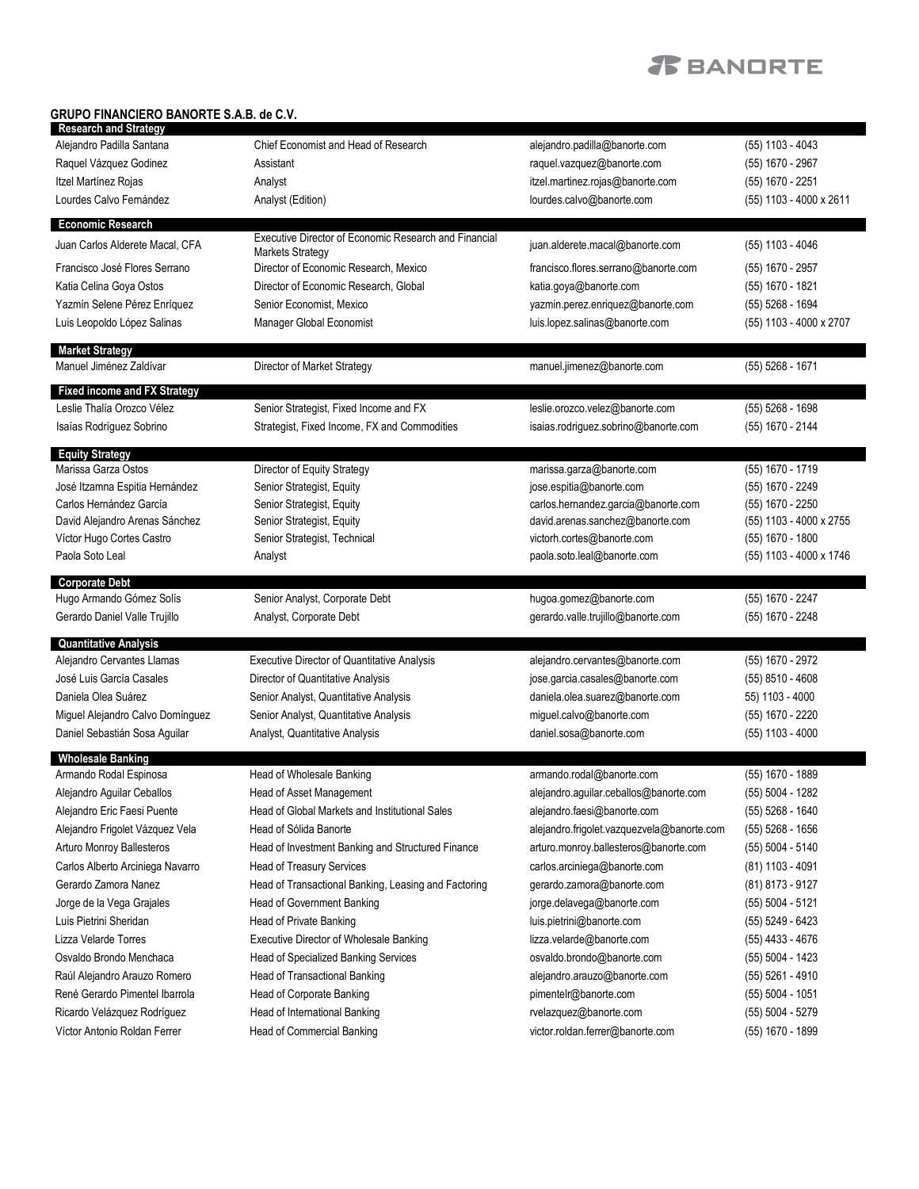**GRUPO FINANCIERO BANORTE S.A.B. de C.V.**

| | | | |
|---|---|---|---|
| **Research and Strategy** | | | |
| Alejandro Padilla Santana | Chief Economist and Head of Research | alejandro.padilla@banorte.com | (55) 1103 - 4043 |
| Raquel Vázquez Godinez | Assistant | raquel.vazquez@banorte.com | (55) 1670 - 2967 |
| Itzel Martínez Rojas | Analyst | itzel.martinez.rojas@banorte.com | (55) 1670 - 2251 |
| Lourdes Calvo Fernández | Analyst (Edition) | lourdes.calvo@banorte.com | (55) 1103 - 4000 x 2611 |
| **Economic Research** | | | |
| Juan Carlos Alderete Macal, CFA | Executive Director of Economic Research and Financial Markets Strategy | juan.alderete.macal@banorte.com | (55) 1103 - 4046 |
| Francisco José Flores Serrano | Director of Economic Research, Mexico | francisco.flores.serrano@banorte.com | (55) 1670 - 2957 |
| Katia Celina Goya Ostos | Director of Economic Research, Global | katia.goya@banorte.com | (55) 1670 - 1821 |
| Yazmín Selene Pérez Enríquez | Senior Economist, Mexico | yazmin.perez.enriquez@banorte.com | (55) 5268 - 1694 |
| Luis Leopoldo López Salinas | Manager Global Economist | luis.lopez.salinas@banorte.com | (55) 1103 - 4000 x 2707 |
| **Market Strategy** | | | |
| Manuel Jiménez Zaldívar | Director of Market Strategy | manuel.jimenez@banorte.com | (55) 5268 - 1671 |
| **Fixed income and FX Strategy** | | | |
| Leslie Thalía Orozco Vélez | Senior Strategist, Fixed Income and FX | leslie.orozco.velez@banorte.com | (55) 5268 - 1698 |
| Isaías Rodríguez Sobrino | Strategist, Fixed Income, FX and Commodities | isaias.rodriguez.sobrino@banorte.com | (55) 1670 - 2144 |
| **Equity Strategy** | | | |
| Marissa Garza Ostos | Director of Equity Strategy | marissa.garza@banorte.com | (55) 1670 - 1719 |
| José Itzamna Espitia Hernández | Senior Strategist, Equity | jose.espitia@banorte.com | (55) 1670 - 2249 |
| Carlos Hernández García | Senior Strategist, Equity | carlos.hernandez.garcia@banorte.com | (55) 1670 - 2250 |
| David Alejandro Arenas Sánchez | Senior Strategist, Equity | david.arenas.sanchez@banorte.com | (55) 1103 - 4000 x 2755 |
| Víctor Hugo Cortes Castro | Senior Strategist, Technical | victorh.cortes@banorte.com | (55) 1670 - 1800 |
| Paola Soto Leal | Analyst | paola.soto.leal@banorte.com | (55) 1103 - 4000 x 1746 |
| **Corporate Debt** | | | |
| Hugo Armando Gómez Solís | Senior Analyst, Corporate Debt | hugoa.gomez@banorte.com | (55) 1670 - 2247 |
| Gerardo Daniel Valle Trujillo | Analyst, Corporate Debt | gerardo.valle.trujillo@banorte.com | (55) 1670 - 2248 |
| **Quantitative Analysis** | | | |
| Alejandro Cervantes Llamas | Executive Director of Quantitative Analysis | alejandro.cervantes@banorte.com | (55) 1670 - 2972 |
| José Luis García Casales | Director of Quantitative Analysis | jose.garcia.casales@banorte.com | (55) 8510 - 4608 |
| Daniela Olea Suárez | Senior Analyst, Quantitative Analysis | daniela.olea.suarez@banorte.com | 55) 1103 - 4000 |
| Miguel Alejandro Calvo Domínguez | Senior Analyst, Quantitative Analysis | miguel.calvo@banorte.com | (55) 1670 - 2220 |
| Daniel Sebastián Sosa Aguilar | Analyst, Quantitative Analysis | daniel.sosa@banorte.com | (55) 1103 - 4000 |
| **Wholesale Banking** | | | |
| Armando Rodal Espinosa | Head of Wholesale Banking | armando.rodal@banorte.com | (55) 1670 - 1889 |
| Alejandro Aguilar Ceballos | Head of Asset Management | alejandro.aguilar.ceballos@banorte.com | (55) 5004 - 1282 |
| Alejandro Eric Faesi Puente | Head of Global Markets and Institutional Sales | alejandro.faesi@banorte.com | (55) 5268 - 1640 |
| Alejandro Frigolet Vázquez Vela | Head of Sólida Banorte | alejandro.frigolet.vazquezvela@banorte.com | (55) 5268 - 1656 |
| Arturo Monroy Ballesteros | Head of Investment Banking and Structured Finance | arturo.monroy.ballesteros@banorte.com | (55) 5004 - 5140 |
| Carlos Alberto Arciniega Navarro | Head of Treasury Services | carlos.arciniega@banorte.com | (81) 1103 - 4091 |
| Gerardo Zamora Nanez | Head of Transactional Banking, Leasing and Factoring | gerardo.zamora@banorte.com | (81) 8173 - 9127 |
| Jorge de la Vega Grajales | Head of Government Banking | jorge.delavega@banorte.com | (55) 5004 - 5121 |
| Luis Pietrini Sheridan | Head of Private Banking | luis.pietrini@banorte.com | (55) 5249 - 6423 |
| Lizza Velarde Torres | Executive Director of Wholesale Banking | lizza.velarde@banorte.com | (55) 4433 - 4676 |
| Osvaldo Brondo Menchaca | Head of Specialized Banking Services | osvaldo.brondo@banorte.com | (55) 5004 - 1423 |
| Raúl Alejandro Arauzo Romero | Head of Transactional Banking | alejandro.arauzo@banorte.com | (55) 5261 - 4910 |
| René Gerardo Pimentel Ibarrola | Head of Corporate Banking | pimentelr@banorte.com | (55) 5004 - 1051 |
| Ricardo Velázquez Rodríguez | Head of International Banking | rvelazquez@banorte.com | (55) 5004 - 5279 |
| Víctor Antonio Roldan Ferrer | Head of Commercial Banking | victor.roldan.ferrer@banorte.com | (55) 1670 - 1899 |